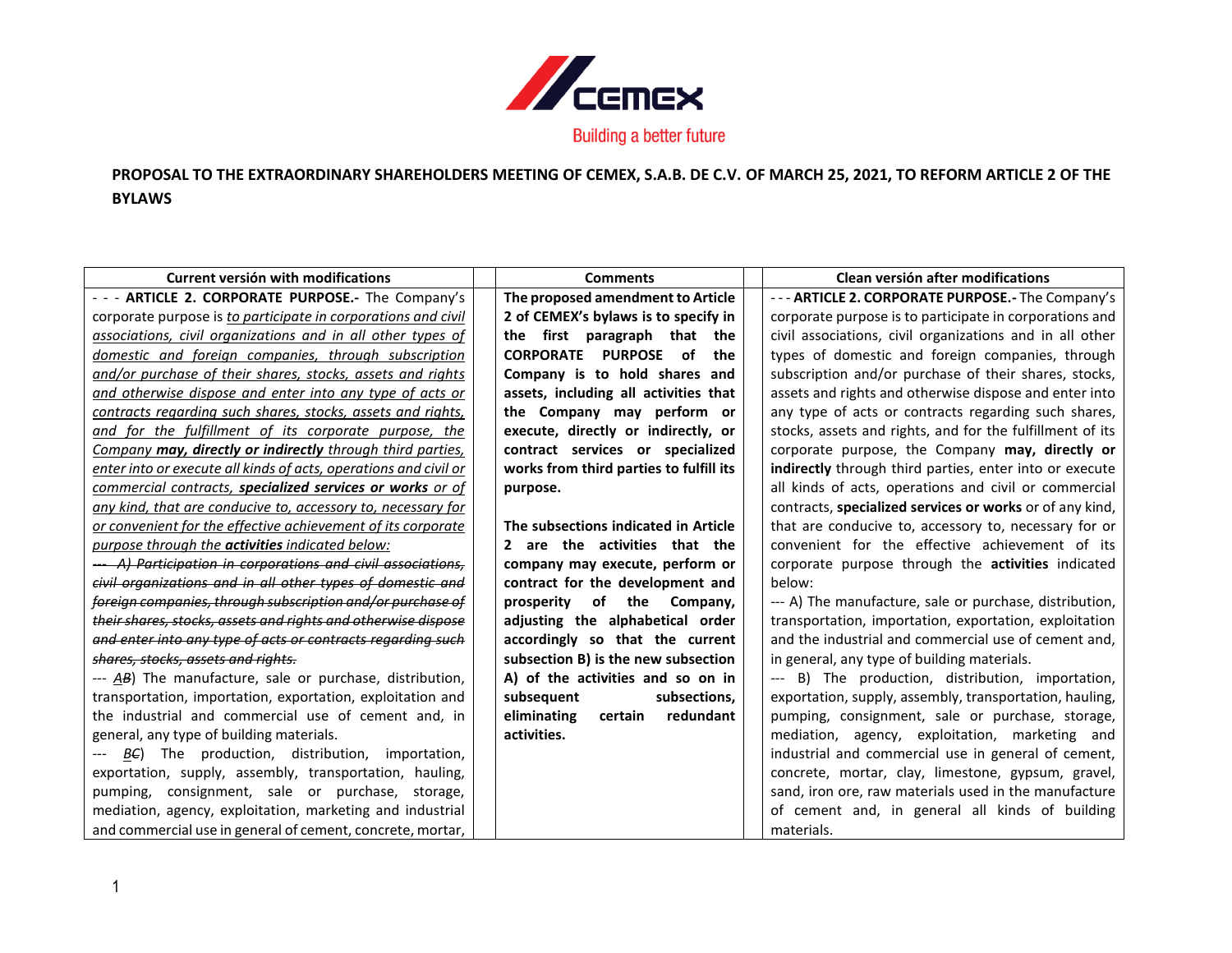Building a better future

**PROPOSAL TO THE EXTRAORDINARY SHAREHOLDERS MEETING OF CEMEX, S.A.B. DE C.V. OF MARCH 25, 2021, TO REFORM ARTICLE 2 OF THE BYLAWS**

| Current versión with modifications | Comments | Clean versión after modifications |
|---|---|---|
| - - - **ARTICLE 2. CORPORATE PURPOSE.-** The Company's corporate purpose is <u>to participate in corporations and civil associations, civil organizations and in all other types of domestic and foreign companies, through subscription and/or purchase of their shares, stocks, assets and rights and otherwise dispose and enter into any type of acts or contracts regarding such shares, stocks, assets and rights, and for the fulfillment of its corporate purpose, the Company **may, directly or indirectly** through third parties, enter into or execute all kinds of acts, operations and civil or commercial contracts, **specialized services or works** or of any kind, that are conducive to, accessory to, necessary for or convenient for the effective achievement of its corporate purpose through the **activities** indicated below:</u><br>~~--- A) Participation in corporations and civil associations, civil organizations and in all other types of domestic and foreign companies, through subscription and/or purchase of their shares, stocks, assets and rights and otherwise dispose and enter into any type of acts or contracts regarding such shares, stocks, assets and rights.~~<br>--- <u>A</u>~~B~~) The manufacture, sale or purchase, distribution, transportation, importation, exportation, exploitation and the industrial and commercial use of cement and, in general, any type of building materials.<br>--- <u>B</u>~~C~~) The production, distribution, importation, exportation, supply, assembly, transportation, hauling, pumping, consignment, sale or purchase, storage, mediation, agency, exploitation, marketing and industrial and commercial use in general of cement, concrete, mortar, | **The proposed amendment to Article 2 of CEMEX's bylaws is to specify in the first paragraph that the CORPORATE PURPOSE of the Company is to hold shares and assets, including all activities that the Company may perform or execute, directly or indirectly, or contract services or specialized works from third parties to fulfill its purpose.**<br><br>**The subsections indicated in Article 2 are the activities that the company may execute, perform or contract for the development and prosperity of the Company, adjusting the alphabetical order accordingly so that the current subsection B) is the new subsection A) of the activities and so on in subsequent subsections, eliminating certain redundant activities.** | - - - **ARTICLE 2. CORPORATE PURPOSE.-** The Company's corporate purpose is to participate in corporations and civil associations, civil organizations and in all other types of domestic and foreign companies, through subscription and/or purchase of their shares, stocks, assets and rights and otherwise dispose and enter into any type of acts or contracts regarding such shares, stocks, assets and rights, and for the fulfillment of its corporate purpose, the Company **may, directly or indirectly** through third parties, enter into or execute all kinds of acts, operations and civil or commercial contracts, **specialized services or works** or of any kind, that are conducive to, accessory to, necessary for or convenient for the effective achievement of its corporate purpose through the **activities** indicated below:<br>--- A) The manufacture, sale or purchase, distribution, transportation, importation, exportation, exploitation and the industrial and commercial use of cement and, in general, any type of building materials.<br>--- B) The production, distribution, importation, exportation, supply, assembly, transportation, hauling, pumping, consignment, sale or purchase, storage, mediation, agency, exploitation, marketing and industrial and commercial use in general of cement, concrete, mortar, clay, limestone, gypsum, gravel, sand, iron ore, raw materials used in the manufacture of cement and, in general all kinds of building materials. |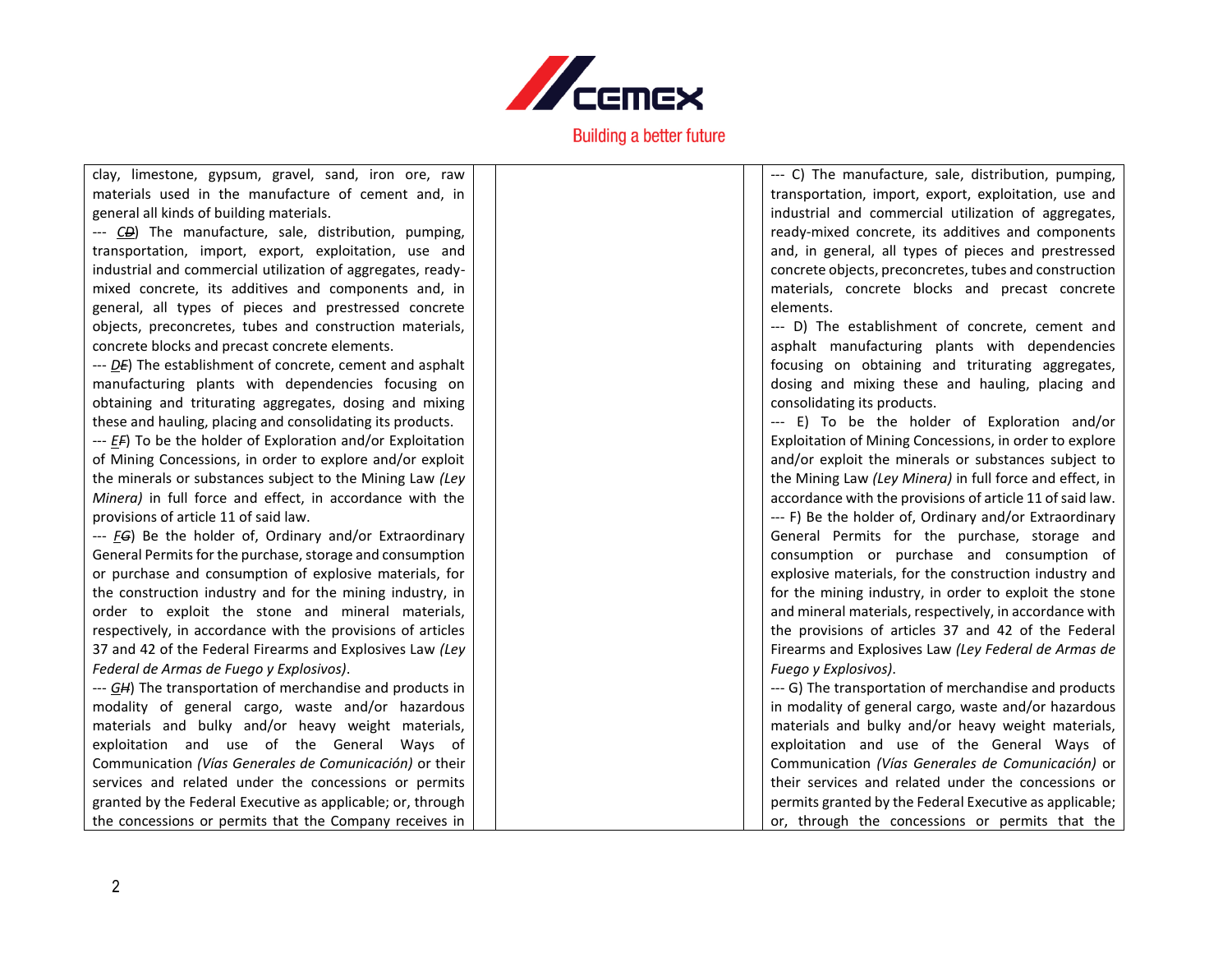| | | |
|---|---|---|
| clay, limestone, gypsum, gravel, sand, iron ore, raw materials used in the manufacture of cement and, in general all kinds of building materials.<br>--- ~~D~~C) The manufacture, sale, distribution, pumping, transportation, import, export, exploitation, use and industrial and commercial utilization of aggregates, ready-mixed concrete, its additives and components and, in general, all types of pieces and prestressed concrete objects, preconcretes, tubes and construction materials, concrete blocks and precast concrete elements.<br>--- ~~E~~D) The establishment of concrete, cement and asphalt manufacturing plants with dependencies focusing on obtaining and triturating aggregates, dosing and mixing these and hauling, placing and consolidating its products.<br>--- ~~F~~E) To be the holder of Exploration and/or Exploitation of Mining Concessions, in order to explore and/or exploit the minerals or substances subject to the Mining Law *(Ley Minera)* in full force and effect, in accordance with the provisions of article 11 of said law.<br>--- ~~G~~F) Be the holder of, Ordinary and/or Extraordinary General Permits for the purchase, storage and consumption or purchase and consumption of explosive materials, for the construction industry and for the mining industry, in order to exploit the stone and mineral materials, respectively, in accordance with the provisions of articles 37 and 42 of the Federal Firearms and Explosives Law *(Ley Federal de Armas de Fuego y Explosivos)*.<br>--- ~~H~~G) The transportation of merchandise and products in modality of general cargo, waste and/or hazardous materials and bulky and/or heavy weight materials, exploitation and use of the General Ways of Communication *(Vías Generales de Comunicación)* or their services and related under the concessions or permits granted by the Federal Executive as applicable; or, through the concessions or permits that the Company receives in | | --- C) The manufacture, sale, distribution, pumping, transportation, import, export, exploitation, use and industrial and commercial utilization of aggregates, ready-mixed concrete, its additives and components and, in general, all types of pieces and prestressed concrete objects, preconcretes, tubes and construction materials, concrete blocks and precast concrete elements.<br>--- D) The establishment of concrete, cement and asphalt manufacturing plants with dependencies focusing on obtaining and triturating aggregates, dosing and mixing these and hauling, placing and consolidating its products.<br>--- E) To be the holder of Exploration and/or Exploitation of Mining Concessions, in order to explore and/or exploit the minerals or substances subject to the Mining Law *(Ley Minera)* in full force and effect, in accordance with the provisions of article 11 of said law.<br>--- F) Be the holder of, Ordinary and/or Extraordinary General Permits for the purchase, storage and consumption or purchase and consumption of explosive materials, for the construction industry and for the mining industry, in order to exploit the stone and mineral materials, respectively, in accordance with the provisions of articles 37 and 42 of the Federal Firearms and Explosives Law *(Ley Federal de Armas de Fuego y Explosivos)*.<br>--- G) The transportation of merchandise and products in modality of general cargo, waste and/or hazardous materials and bulky and/or heavy weight materials, exploitation and use of the General Ways of Communication *(Vías Generales de Comunicación)* or their services and related under the concessions or permits granted by the Federal Executive as applicable; or, through the concessions or permits that the |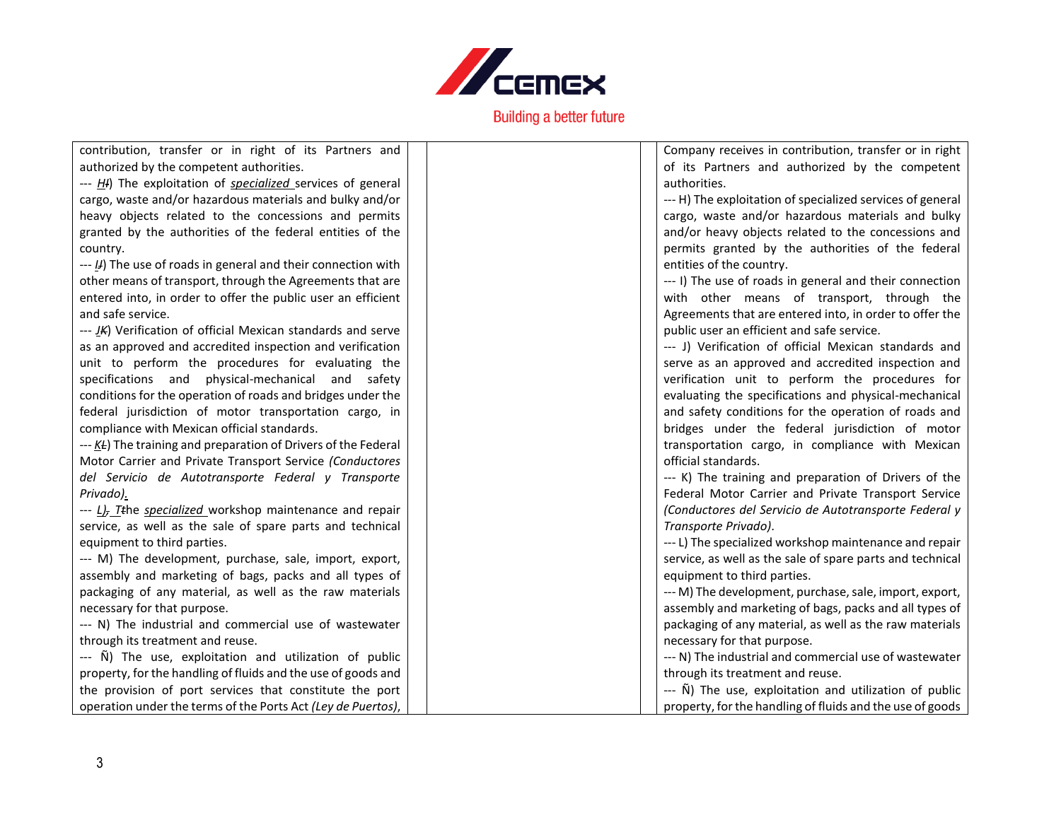| | | |
|---|---|---|
| contribution, transfer or in right of its Partners and authorized by the competent authorities.<br>--- H~~I~~) The exploitation of *specialized* services of general cargo, waste and/or hazardous materials and bulky and/or heavy objects related to the concessions and permits granted by the authorities of the federal entities of the country.<br>--- I~~J~~) The use of roads in general and their connection with other means of transport, through the Agreements that are entered into, in order to offer the public user an efficient and safe service.<br>--- J~~K~~) Verification of official Mexican standards and serve as an approved and accredited inspection and verification unit to perform the procedures for evaluating the specifications and physical-mechanical and safety conditions for the operation of roads and bridges under the federal jurisdiction of motor transportation cargo, in compliance with Mexican official standards.<br>--- K~~L~~) The training and preparation of Drivers of the Federal Motor Carrier and Private Transport Service *(Conductores del Servicio de Autotransporte Federal y Transporte Privado)*.<br>--- L)~~,~~ T~~t~~he *specialized* workshop maintenance and repair service, as well as the sale of spare parts and technical equipment to third parties.<br>--- M) The development, purchase, sale, import, export, assembly and marketing of bags, packs and all types of packaging of any material, as well as the raw materials necessary for that purpose.<br>--- N) The industrial and commercial use of wastewater through its treatment and reuse.<br>--- Ñ) The use, exploitation and utilization of public property, for the handling of fluids and the use of goods and the provision of port services that constitute the port operation under the terms of the Ports Act *(Ley de Puertos)*, | | Company receives in contribution, transfer or in right of its Partners and authorized by the competent authorities.<br>--- H) The exploitation of specialized services of general cargo, waste and/or hazardous materials and bulky and/or heavy objects related to the concessions and permits granted by the authorities of the federal entities of the country.<br>--- I) The use of roads in general and their connection with other means of transport, through the Agreements that are entered into, in order to offer the public user an efficient and safe service.<br>--- J) Verification of official Mexican standards and serve as an approved and accredited inspection and verification unit to perform the procedures for evaluating the specifications and physical-mechanical and safety conditions for the operation of roads and bridges under the federal jurisdiction of motor transportation cargo, in compliance with Mexican official standards.<br>--- K) The training and preparation of Drivers of the Federal Motor Carrier and Private Transport Service *(Conductores del Servicio de Autotransporte Federal y Transporte Privado)*.<br>--- L) The specialized workshop maintenance and repair service, as well as the sale of spare parts and technical equipment to third parties.<br>--- M) The development, purchase, sale, import, export, assembly and marketing of bags, packs and all types of packaging of any material, as well as the raw materials necessary for that purpose.<br>--- N) The industrial and commercial use of wastewater through its treatment and reuse.<br>--- Ñ) The use, exploitation and utilization of public property, for the handling of fluids and the use of goods |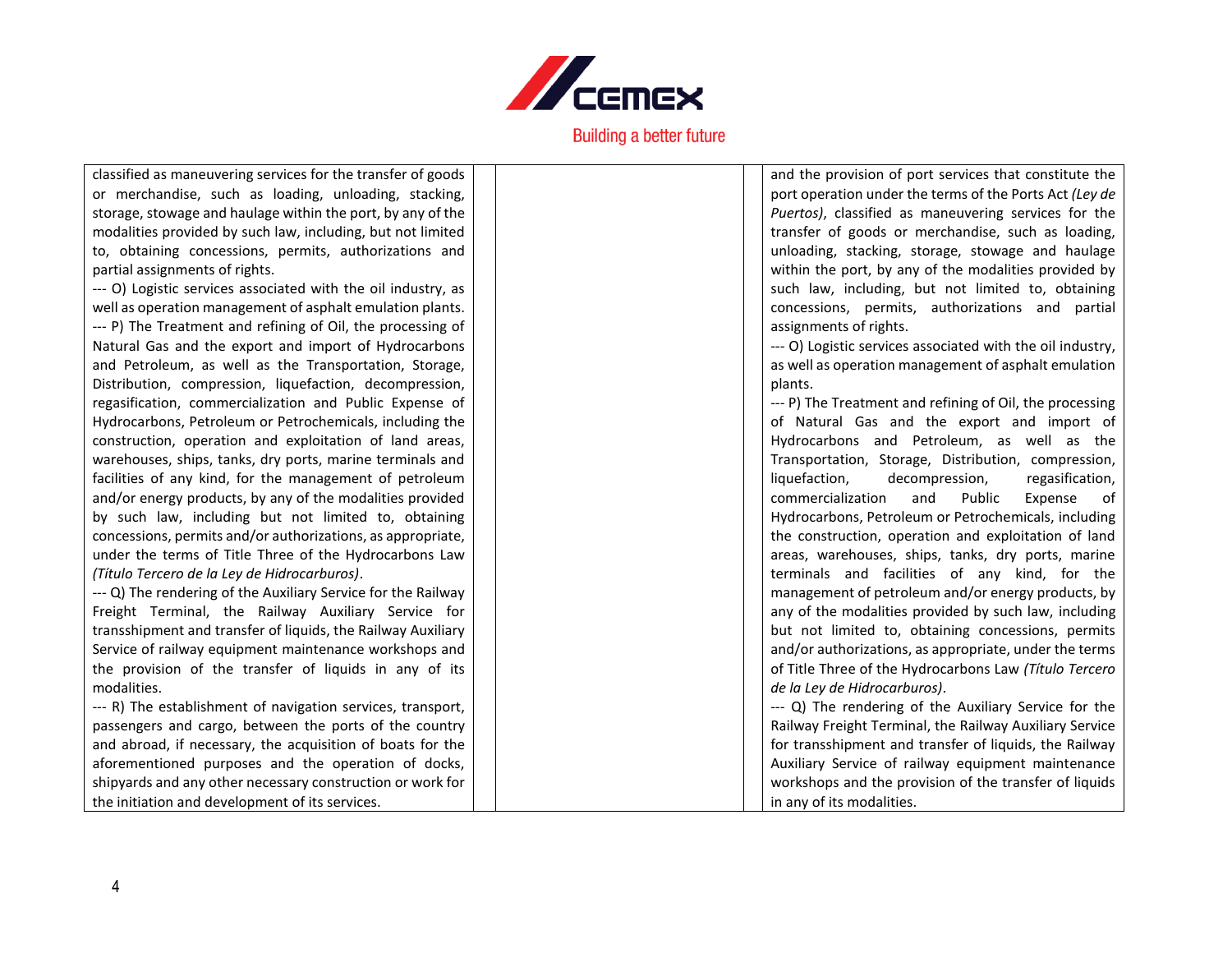| | | |
|---|---|---|
| classified as maneuvering services for the transfer of goods or merchandise, such as loading, unloading, stacking, storage, stowage and haulage within the port, by any of the modalities provided by such law, including, but not limited to, obtaining concessions, permits, authorizations and partial assignments of rights.<br>--- O) Logistic services associated with the oil industry, as well as operation management of asphalt emulation plants.<br>--- P) The Treatment and refining of Oil, the processing of Natural Gas and the export and import of Hydrocarbons and Petroleum, as well as the Transportation, Storage, Distribution, compression, liquefaction, decompression, regasification, commercialization and Public Expense of Hydrocarbons, Petroleum or Petrochemicals, including the construction, operation and exploitation of land areas, warehouses, ships, tanks, dry ports, marine terminals and facilities of any kind, for the management of petroleum and/or energy products, by any of the modalities provided by such law, including but not limited to, obtaining concessions, permits and/or authorizations, as appropriate, under the terms of Title Three of the Hydrocarbons Law *(Título Tercero de la Ley de Hidrocarburos)*.<br>--- Q) The rendering of the Auxiliary Service for the Railway Freight Terminal, the Railway Auxiliary Service for transshipment and transfer of liquids, the Railway Auxiliary Service of railway equipment maintenance workshops and the provision of the transfer of liquids in any of its modalities.<br>--- R) The establishment of navigation services, transport, passengers and cargo, between the ports of the country and abroad, if necessary, the acquisition of boats for the aforementioned purposes and the operation of docks, shipyards and any other necessary construction or work for the initiation and development of its services. | | and the provision of port services that constitute the port operation under the terms of the Ports Act *(Ley de Puertos)*, classified as maneuvering services for the transfer of goods or merchandise, such as loading, unloading, stacking, storage, stowage and haulage within the port, by any of the modalities provided by such law, including, but not limited to, obtaining concessions, permits, authorizations and partial assignments of rights.<br>--- O) Logistic services associated with the oil industry, as well as operation management of asphalt emulation plants.<br>--- P) The Treatment and refining of Oil, the processing of Natural Gas and the export and import of Hydrocarbons and Petroleum, as well as the Transportation, Storage, Distribution, compression, liquefaction, decompression, regasification, commercialization and Public Expense of Hydrocarbons, Petroleum or Petrochemicals, including the construction, operation and exploitation of land areas, warehouses, ships, tanks, dry ports, marine terminals and facilities of any kind, for the management of petroleum and/or energy products, by any of the modalities provided by such law, including but not limited to, obtaining concessions, permits and/or authorizations, as appropriate, under the terms of Title Three of the Hydrocarbons Law *(Título Tercero de la Ley de Hidrocarburos)*.<br>--- Q) The rendering of the Auxiliary Service for the Railway Freight Terminal, the Railway Auxiliary Service for transshipment and transfer of liquids, the Railway Auxiliary Service of railway equipment maintenance workshops and the provision of the transfer of liquids in any of its modalities. |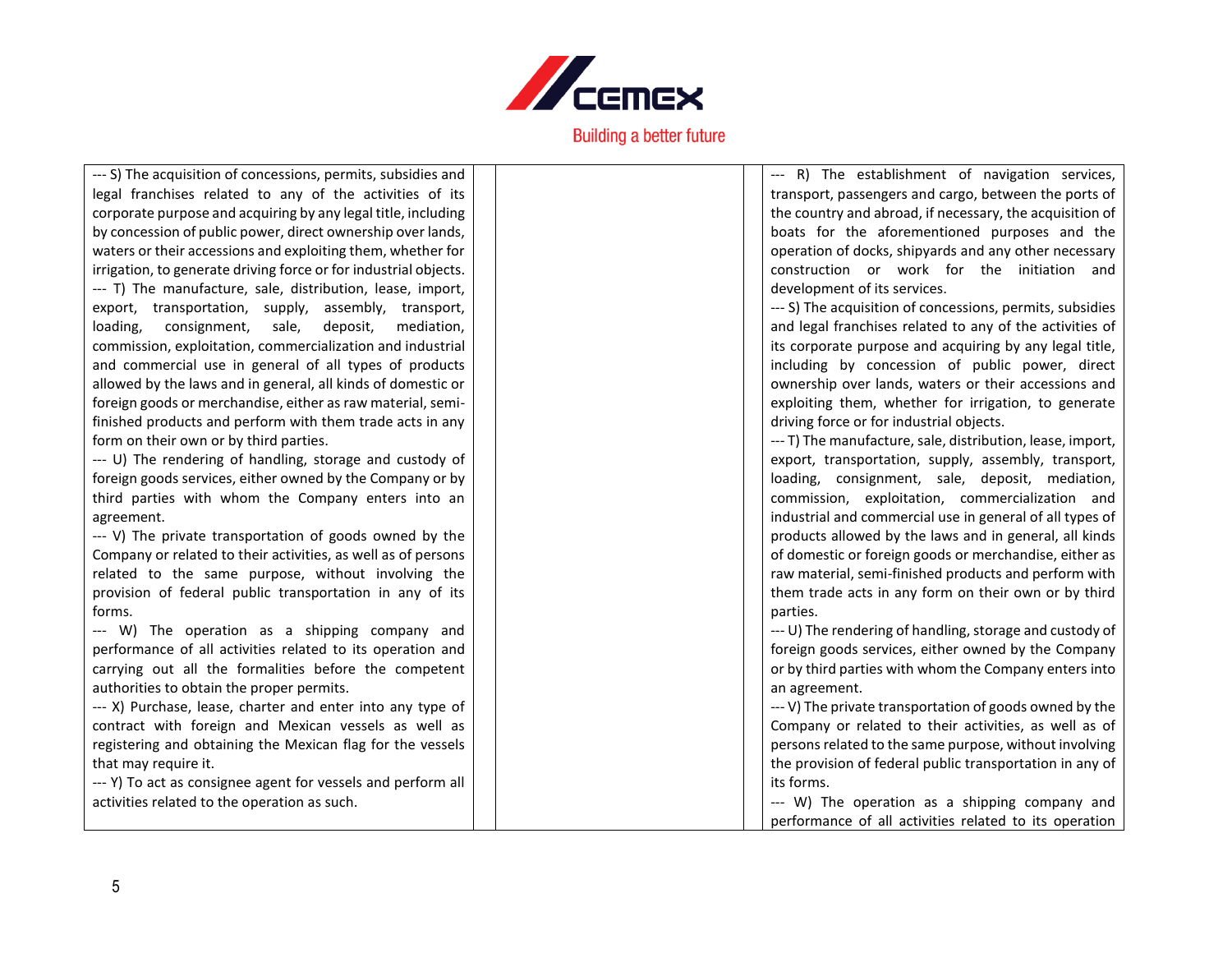| | | |
|---|---|---|
| --- S) The acquisition of concessions, permits, subsidies and legal franchises related to any of the activities of its corporate purpose and acquiring by any legal title, including by concession of public power, direct ownership over lands, waters or their accessions and exploiting them, whether for irrigation, to generate driving force or for industrial objects.<br>--- T) The manufacture, sale, distribution, lease, import, export, transportation, supply, assembly, transport, loading, consignment, sale, deposit, mediation, commission, exploitation, commercialization and industrial and commercial use in general of all types of products allowed by the laws and in general, all kinds of domestic or foreign goods or merchandise, either as raw material, semi-finished products and perform with them trade acts in any form on their own or by third parties.<br>--- U) The rendering of handling, storage and custody of foreign goods services, either owned by the Company or by third parties with whom the Company enters into an agreement.<br>--- V) The private transportation of goods owned by the Company or related to their activities, as well as of persons related to the same purpose, without involving the provision of federal public transportation in any of its forms.<br>--- W) The operation as a shipping company and performance of all activities related to its operation and carrying out all the formalities before the competent authorities to obtain the proper permits.<br>--- X) Purchase, lease, charter and enter into any type of contract with foreign and Mexican vessels as well as registering and obtaining the Mexican flag for the vessels that may require it.<br>--- Y) To act as consignee agent for vessels and perform all activities related to the operation as such. | | --- R) The establishment of navigation services, transport, passengers and cargo, between the ports of the country and abroad, if necessary, the acquisition of boats for the aforementioned purposes and the operation of docks, shipyards and any other necessary construction or work for the initiation and development of its services.<br>--- S) The acquisition of concessions, permits, subsidies and legal franchises related to any of the activities of its corporate purpose and acquiring by any legal title, including by concession of public power, direct ownership over lands, waters or their accessions and exploiting them, whether for irrigation, to generate driving force or for industrial objects.<br>--- T) The manufacture, sale, distribution, lease, import, export, transportation, supply, assembly, transport, loading, consignment, sale, deposit, mediation, commission, exploitation, commercialization and industrial and commercial use in general of all types of products allowed by the laws and in general, all kinds of domestic or foreign goods or merchandise, either as raw material, semi-finished products and perform with them trade acts in any form on their own or by third parties.<br>--- U) The rendering of handling, storage and custody of foreign goods services, either owned by the Company or by third parties with whom the Company enters into an agreement.<br>--- V) The private transportation of goods owned by the Company or related to their activities, as well as of persons related to the same purpose, without involving the provision of federal public transportation in any of its forms.<br>--- W) The operation as a shipping company and performance of all activities related to its operation |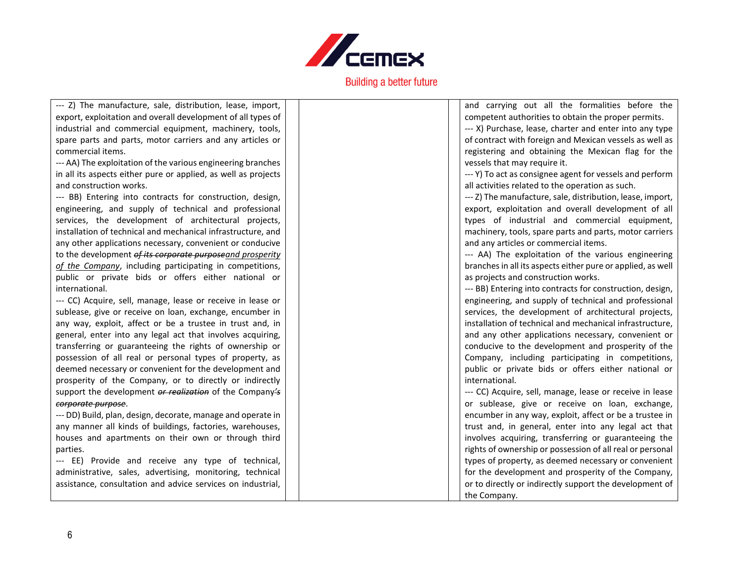| | | |
|---|---|---|
| --- Z) The manufacture, sale, distribution, lease, import, export, exploitation and overall development of all types of industrial and commercial equipment, machinery, tools, spare parts and parts, motor carriers and any articles or commercial items.<br>--- AA) The exploitation of the various engineering branches in all its aspects either pure or applied, as well as projects and construction works.<br>--- BB) Entering into contracts for construction, design, engineering, and supply of technical and professional services, the development of architectural projects, installation of technical and mechanical infrastructure, and any other applications necessary, convenient or conducive to the development ~~of its corporate purpose~~*and prosperity of the Company*, including participating in competitions, public or private bids or offers either national or international.<br>--- CC) Acquire, sell, manage, lease or receive in lease or sublease, give or receive on loan, exchange, encumber in any way, exploit, affect or be a trustee in trust and, in general, enter into any legal act that involves acquiring, transferring or guaranteeing the rights of ownership or possession of all real or personal types of property, as deemed necessary or convenient for the development and prosperity of the Company, or to directly or indirectly support the development ~~*or realization*~~ of the Company~~*'s corporate purpose*~~.<br>--- DD) Build, plan, design, decorate, manage and operate in any manner all kinds of buildings, factories, warehouses, houses and apartments on their own or through third parties.<br>--- EE) Provide and receive any type of technical, administrative, sales, advertising, monitoring, technical assistance, consultation and advice services on industrial, | | and carrying out all the formalities before the competent authorities to obtain the proper permits.<br>--- X) Purchase, lease, charter and enter into any type of contract with foreign and Mexican vessels as well as registering and obtaining the Mexican flag for the vessels that may require it.<br>--- Y) To act as consignee agent for vessels and perform all activities related to the operation as such.<br>--- Z) The manufacture, sale, distribution, lease, import, export, exploitation and overall development of all types of industrial and commercial equipment, machinery, tools, spare parts and parts, motor carriers and any articles or commercial items.<br>--- AA) The exploitation of the various engineering branches in all its aspects either pure or applied, as well as projects and construction works.<br>--- BB) Entering into contracts for construction, design, engineering, and supply of technical and professional services, the development of architectural projects, installation of technical and mechanical infrastructure, and any other applications necessary, convenient or conducive to the development and prosperity of the Company, including participating in competitions, public or private bids or offers either national or international.<br>--- CC) Acquire, sell, manage, lease or receive in lease or sublease, give or receive on loan, exchange, encumber in any way, exploit, affect or be a trustee in trust and, in general, enter into any legal act that involves acquiring, transferring or guaranteeing the rights of ownership or possession of all real or personal types of property, as deemed necessary or convenient for the development and prosperity of the Company, or to directly or indirectly support the development of the Company. |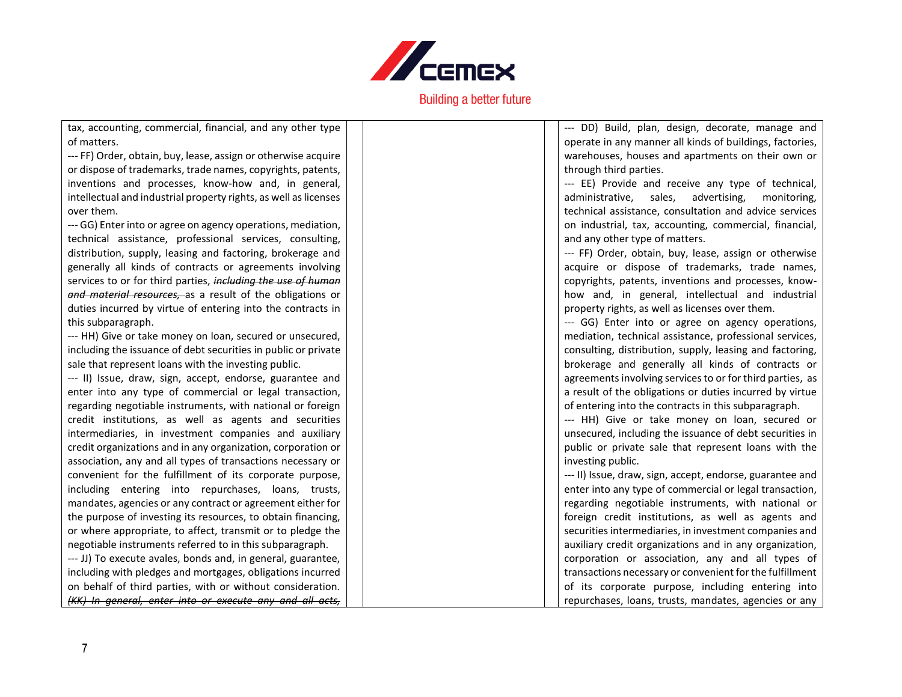| | | |
|---|---|---|
| tax, accounting, commercial, financial, and any other type of matters.<br>--- FF) Order, obtain, buy, lease, assign or otherwise acquire or dispose of trademarks, trade names, copyrights, patents, inventions and processes, know-how and, in general, intellectual and industrial property rights, as well as licenses over them.<br>--- GG) Enter into or agree on agency operations, mediation, technical assistance, professional services, consulting, distribution, supply, leasing and factoring, brokerage and generally all kinds of contracts or agreements involving services to or for third parties, ~~*including the use of human and material resources,*~~ as a result of the obligations or duties incurred by virtue of entering into the contracts in this subparagraph.<br>--- HH) Give or take money on loan, secured or unsecured, including the issuance of debt securities in public or private sale that represent loans with the investing public.<br>--- II) Issue, draw, sign, accept, endorse, guarantee and enter into any type of commercial or legal transaction, regarding negotiable instruments, with national or foreign credit institutions, as well as agents and securities intermediaries, in investment companies and auxiliary credit organizations and in any organization, corporation or association, any and all types of transactions necessary or convenient for the fulfillment of its corporate purpose, including entering into repurchases, loans, trusts, mandates, agencies or any contract or agreement either for the purpose of investing its resources, to obtain financing, or where appropriate, to affect, transmit or to pledge the negotiable instruments referred to in this subparagraph.<br>--- JJ) To execute avales, bonds and, in general, guarantee, including with pledges and mortgages, obligations incurred on behalf of third parties, with or without consideration. ~~*(KK) In general, enter into or execute any and all acts,*~~ | | --- DD) Build, plan, design, decorate, manage and operate in any manner all kinds of buildings, factories, warehouses, houses and apartments on their own or through third parties.<br>--- EE) Provide and receive any type of technical, administrative, sales, advertising, monitoring, technical assistance, consultation and advice services on industrial, tax, accounting, commercial, financial, and any other type of matters.<br>--- FF) Order, obtain, buy, lease, assign or otherwise acquire or dispose of trademarks, trade names, copyrights, patents, inventions and processes, know-how and, in general, intellectual and industrial property rights, as well as licenses over them.<br>--- GG) Enter into or agree on agency operations, mediation, technical assistance, professional services, consulting, distribution, supply, leasing and factoring, brokerage and generally all kinds of contracts or agreements involving services to or for third parties, as a result of the obligations or duties incurred by virtue of entering into the contracts in this subparagraph.<br>--- HH) Give or take money on loan, secured or unsecured, including the issuance of debt securities in public or private sale that represent loans with the investing public.<br>--- II) Issue, draw, sign, accept, endorse, guarantee and enter into any type of commercial or legal transaction, regarding negotiable instruments, with national or foreign credit institutions, as well as agents and securities intermediaries, in investment companies and auxiliary credit organizations and in any organization, corporation or association, any and all types of transactions necessary or convenient for the fulfillment of its corporate purpose, including entering into repurchases, loans, trusts, mandates, agencies or any |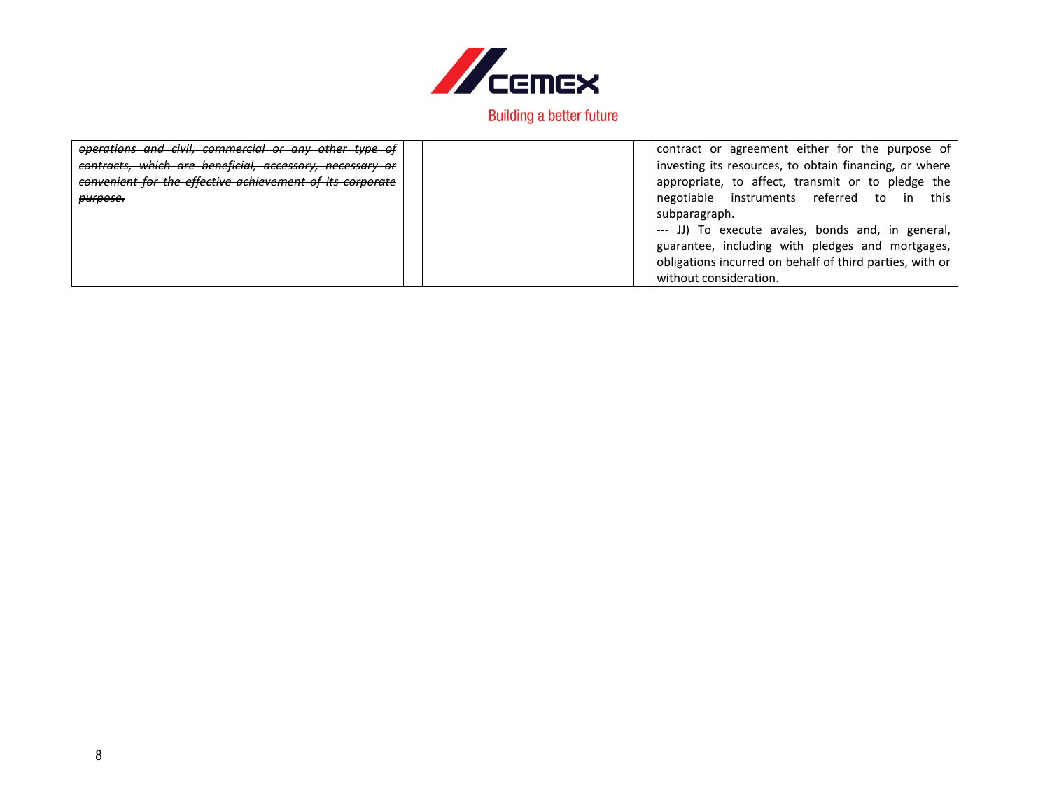| | | | | |
|---|---|---|---|---|
| ~~*operations and civil, commercial or any other type of contracts, which are beneficial, accessory, necessary or convenient for the effective achievement of its corporate purpose.*~~ | | | | contract or agreement either for the purpose of investing its resources, to obtain financing, or where appropriate, to affect, transmit or to pledge the negotiable instruments referred to in this subparagraph.<br>--- JJ) To execute avales, bonds and, in general, guarantee, including with pledges and mortgages, obligations incurred on behalf of third parties, with or without consideration. |